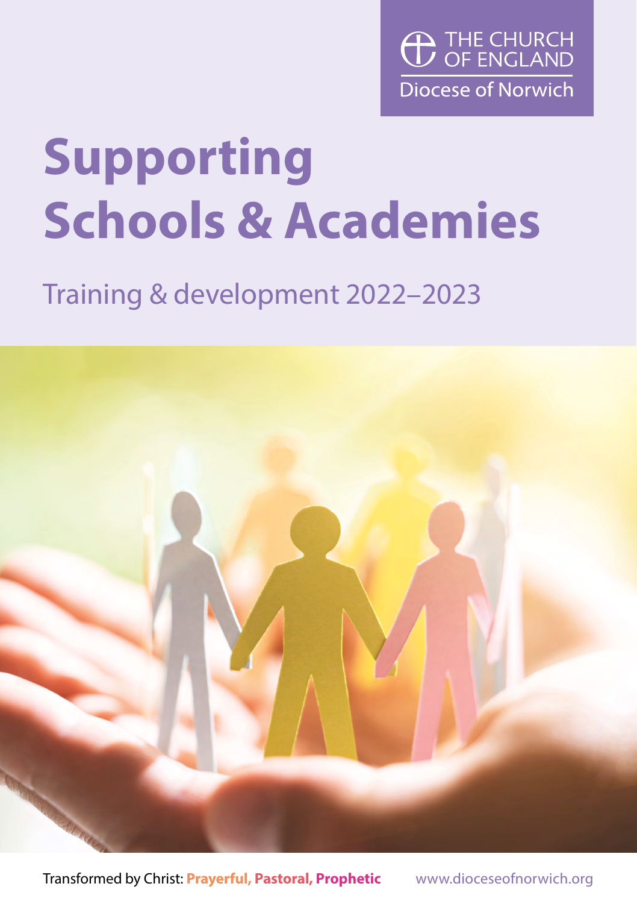THE CHURCH OF ENGLAND
Diocese of Norwich

# Supporting Schools & Academies

## Training & development 2022–2023

Transformed by Christ: **Prayerful, Pastoral, Prophetic**

www.dioceseofnorwich.org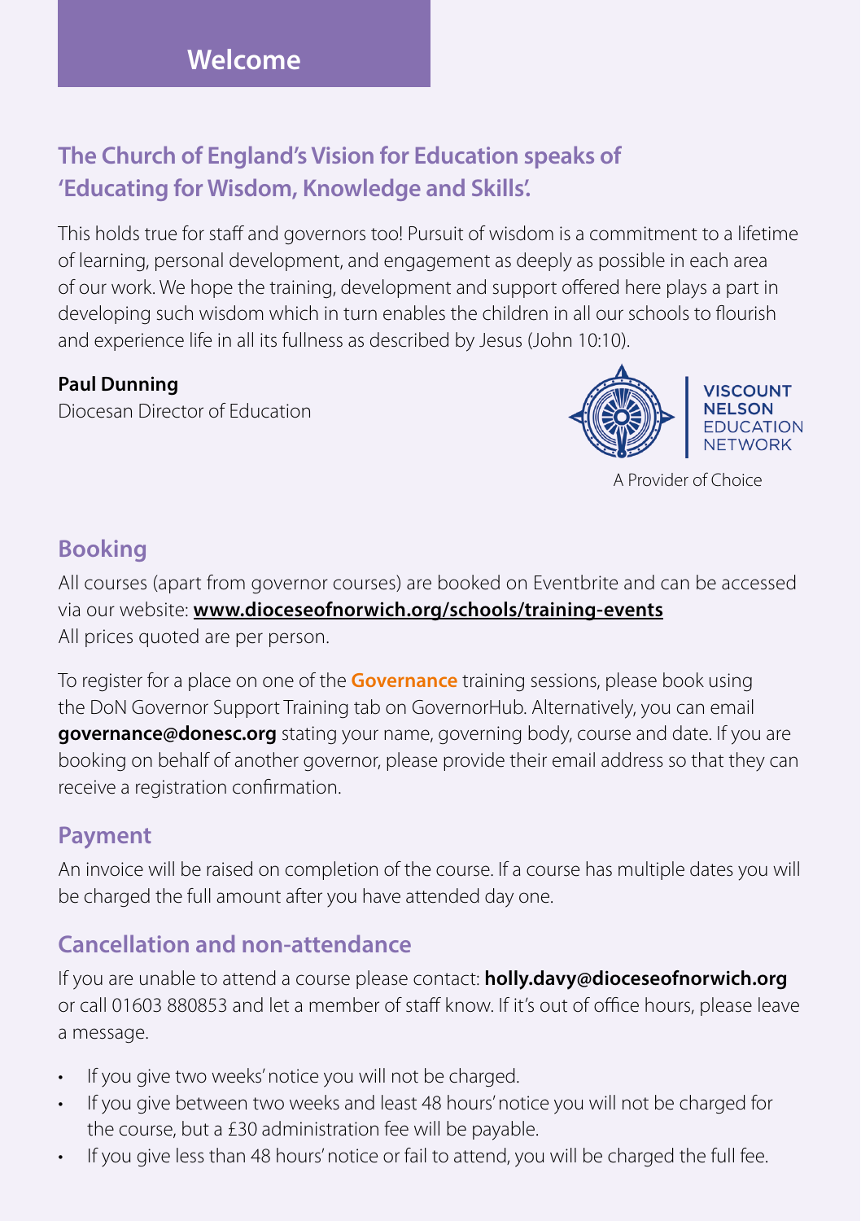# Welcome

## The Church of England's Vision for Education speaks of 'Educating for Wisdom, Knowledge and Skills'.

This holds true for staff and governors too! Pursuit of wisdom is a commitment to a lifetime of learning, personal development, and engagement as deeply as possible in each area of our work. We hope the training, development and support offered here plays a part in developing such wisdom which in turn enables the children in all our schools to flourish and experience life in all its fullness as described by Jesus (John 10:10).

**Paul Dunning**
Diocesan Director of Education

VISCOUNT NELSON EDUCATION NETWORK

A Provider of Choice

## Booking

All courses (apart from governor courses) are booked on Eventbrite and can be accessed via our website: **www.dioceseofnorwich.org/schools/training-events**
All prices quoted are per person.

To register for a place on one of the **Governance** training sessions, please book using the DoN Governor Support Training tab on GovernorHub. Alternatively, you can email **governance@donesc.org** stating your name, governing body, course and date. If you are booking on behalf of another governor, please provide their email address so that they can receive a registration confirmation.

## Payment

An invoice will be raised on completion of the course. If a course has multiple dates you will be charged the full amount after you have attended day one.

## Cancellation and non-attendance

If you are unable to attend a course please contact: **holly.davy@dioceseofnorwich.org** or call 01603 880853 and let a member of staff know. If it's out of office hours, please leave a message.

- If you give two weeks' notice you will not be charged.
- If you give between two weeks and least 48 hours' notice you will not be charged for the course, but a £30 administration fee will be payable.
- If you give less than 48 hours' notice or fail to attend, you will be charged the full fee.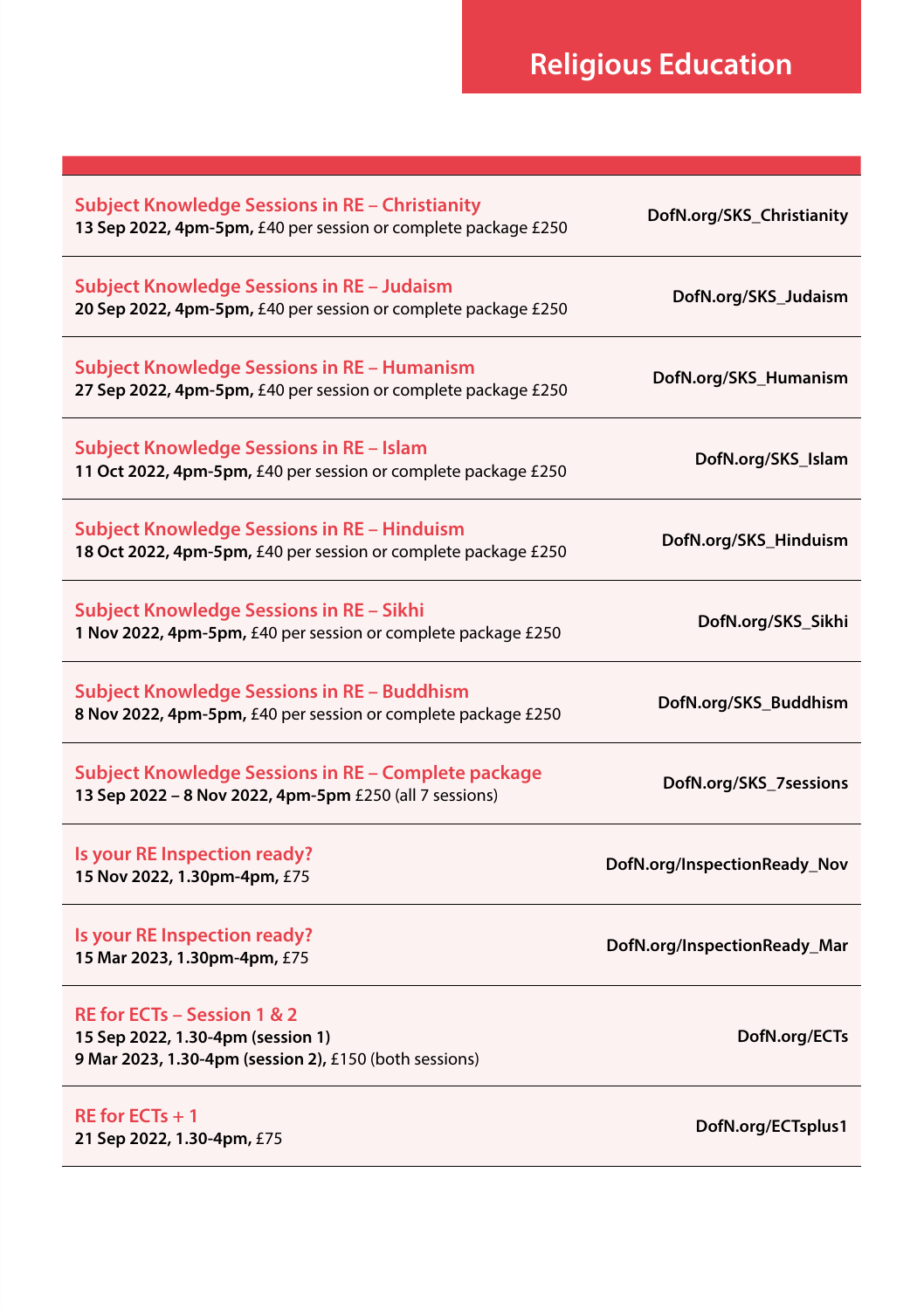# Religious Education

| Course | Link |
|---|---|
| **Subject Knowledge Sessions in RE – Christianity**<br>**13 Sep 2022, 4pm-5pm,** £40 per session or complete package £250 | **DofN.org/SKS_Christianity** |
| **Subject Knowledge Sessions in RE – Judaism**<br>**20 Sep 2022, 4pm-5pm,** £40 per session or complete package £250 | **DofN.org/SKS_Judaism** |
| **Subject Knowledge Sessions in RE – Humanism**<br>**27 Sep 2022, 4pm-5pm,** £40 per session or complete package £250 | **DofN.org/SKS_Humanism** |
| **Subject Knowledge Sessions in RE – Islam**<br>**11 Oct 2022, 4pm-5pm,** £40 per session or complete package £250 | **DofN.org/SKS_Islam** |
| **Subject Knowledge Sessions in RE – Hinduism**<br>**18 Oct 2022, 4pm-5pm,** £40 per session or complete package £250 | **DofN.org/SKS_Hinduism** |
| **Subject Knowledge Sessions in RE – Sikhi**<br>**1 Nov 2022, 4pm-5pm,** £40 per session or complete package £250 | **DofN.org/SKS_Sikhi** |
| **Subject Knowledge Sessions in RE – Buddhism**<br>**8 Nov 2022, 4pm-5pm,** £40 per session or complete package £250 | **DofN.org/SKS_Buddhism** |
| **Subject Knowledge Sessions in RE – Complete package**<br>**13 Sep 2022 – 8 Nov 2022, 4pm-5pm** £250 (all 7 sessions) | **DofN.org/SKS_7sessions** |
| **Is your RE Inspection ready?**<br>**15 Nov 2022, 1.30pm-4pm,** £75 | **DofN.org/InspectionReady_Nov** |
| **Is your RE Inspection ready?**<br>**15 Mar 2023, 1.30pm-4pm,** £75 | **DofN.org/InspectionReady_Mar** |
| **RE for ECTs – Session 1 & 2**<br>**15 Sep 2022, 1.30-4pm (session 1)**<br>**9 Mar 2023, 1.30-4pm (session 2),** £150 (both sessions) | **DofN.org/ECTs** |
| **RE for ECTs + 1**<br>**21 Sep 2022, 1.30-4pm,** £75 | **DofN.org/ECTsplus1** |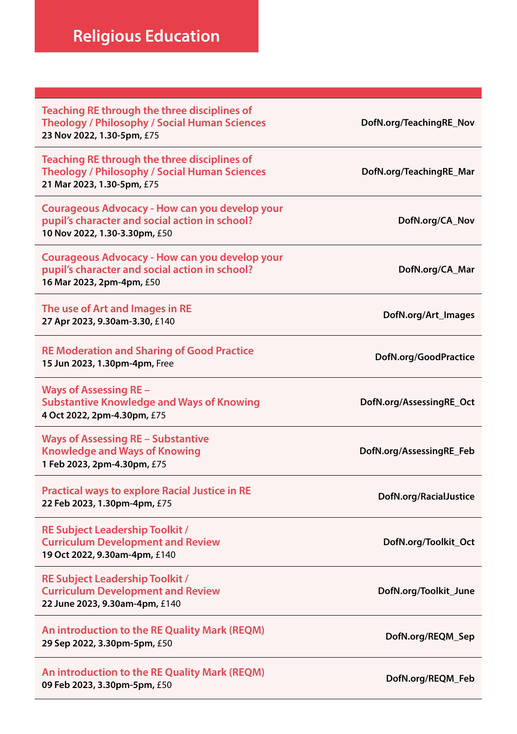# Religious Education

| Course | Link |
|---|---|
| **Teaching RE through the three disciplines of Theology / Philosophy / Social Human Sciences**<br>**23 Nov 2022, 1.30-5pm,** £75 | **DofN.org/TeachingRE_Nov** |
| **Teaching RE through the three disciplines of Theology / Philosophy / Social Human Sciences**<br>**21 Mar 2023, 1.30-5pm,** £75 | **DofN.org/TeachingRE_Mar** |
| **Courageous Advocacy - How can you develop your pupil's character and social action in school?**<br>**10 Nov 2022, 1.30-3.30pm,** £50 | **DofN.org/CA_Nov** |
| **Courageous Advocacy - How can you develop your pupil's character and social action in school?**<br>**16 Mar 2023, 2pm-4pm,** £50 | **DofN.org/CA_Mar** |
| **The use of Art and Images in RE**<br>**27 Apr 2023, 9.30am-3.30,** £140 | **DofN.org/Art_Images** |
| **RE Moderation and Sharing of Good Practice**<br>**15 Jun 2023, 1.30pm-4pm,** Free | **DofN.org/GoodPractice** |
| **Ways of Assessing RE – Substantive Knowledge and Ways of Knowing**<br>**4 Oct 2022, 2pm-4.30pm,** £75 | **DofN.org/AssessingRE_Oct** |
| **Ways of Assessing RE – Substantive Knowledge and Ways of Knowing**<br>**1 Feb 2023, 2pm-4.30pm,** £75 | **DofN.org/AssessingRE_Feb** |
| **Practical ways to explore Racial Justice in RE**<br>**22 Feb 2023, 1.30pm-4pm,** £75 | **DofN.org/RacialJustice** |
| **RE Subject Leadership Toolkit / Curriculum Development and Review**<br>**19 Oct 2022, 9.30am-4pm,** £140 | **DofN.org/Toolkit_Oct** |
| **RE Subject Leadership Toolkit / Curriculum Development and Review**<br>**22 June 2023, 9.30am-4pm,** £140 | **DofN.org/Toolkit_June** |
| **An introduction to the RE Quality Mark (REQM)**<br>**29 Sep 2022, 3.30pm-5pm,** £50 | **DofN.org/REQM_Sep** |
| **An introduction to the RE Quality Mark (REQM)**<br>**09 Feb 2023, 3.30pm-5pm,** £50 | **DofN.org/REQM_Feb** |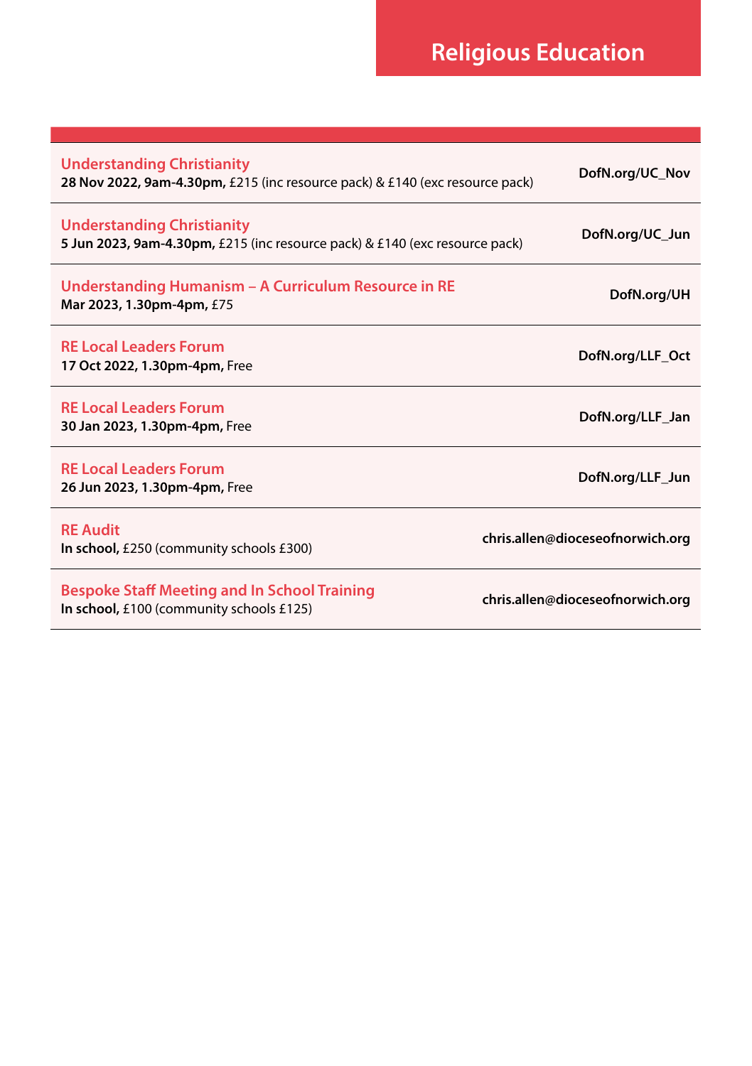# Religious Education

| Course | Booking |
| --- | --- |
| **Understanding Christianity**<br>**28 Nov 2022, 9am-4.30pm,** £215 (inc resource pack) & £140 (exc resource pack) | **DofN.org/UC_Nov** |
| **Understanding Christianity**<br>**5 Jun 2023, 9am-4.30pm,** £215 (inc resource pack) & £140 (exc resource pack) | **DofN.org/UC_Jun** |
| **Understanding Humanism – A Curriculum Resource in RE**<br>**Mar 2023, 1.30pm-4pm,** £75 | **DofN.org/UH** |
| **RE Local Leaders Forum**<br>**17 Oct 2022, 1.30pm-4pm,** Free | **DofN.org/LLF_Oct** |
| **RE Local Leaders Forum**<br>**30 Jan 2023, 1.30pm-4pm,** Free | **DofN.org/LLF_Jan** |
| **RE Local Leaders Forum**<br>**26 Jun 2023, 1.30pm-4pm,** Free | **DofN.org/LLF_Jun** |
| **RE Audit**<br>**In school,** £250 (community schools £300) | **chris.allen@dioceseofnorwich.org** |
| **Bespoke Staff Meeting and In School Training**<br>**In school,** £100 (community schools £125) | **chris.allen@dioceseofnorwich.org** |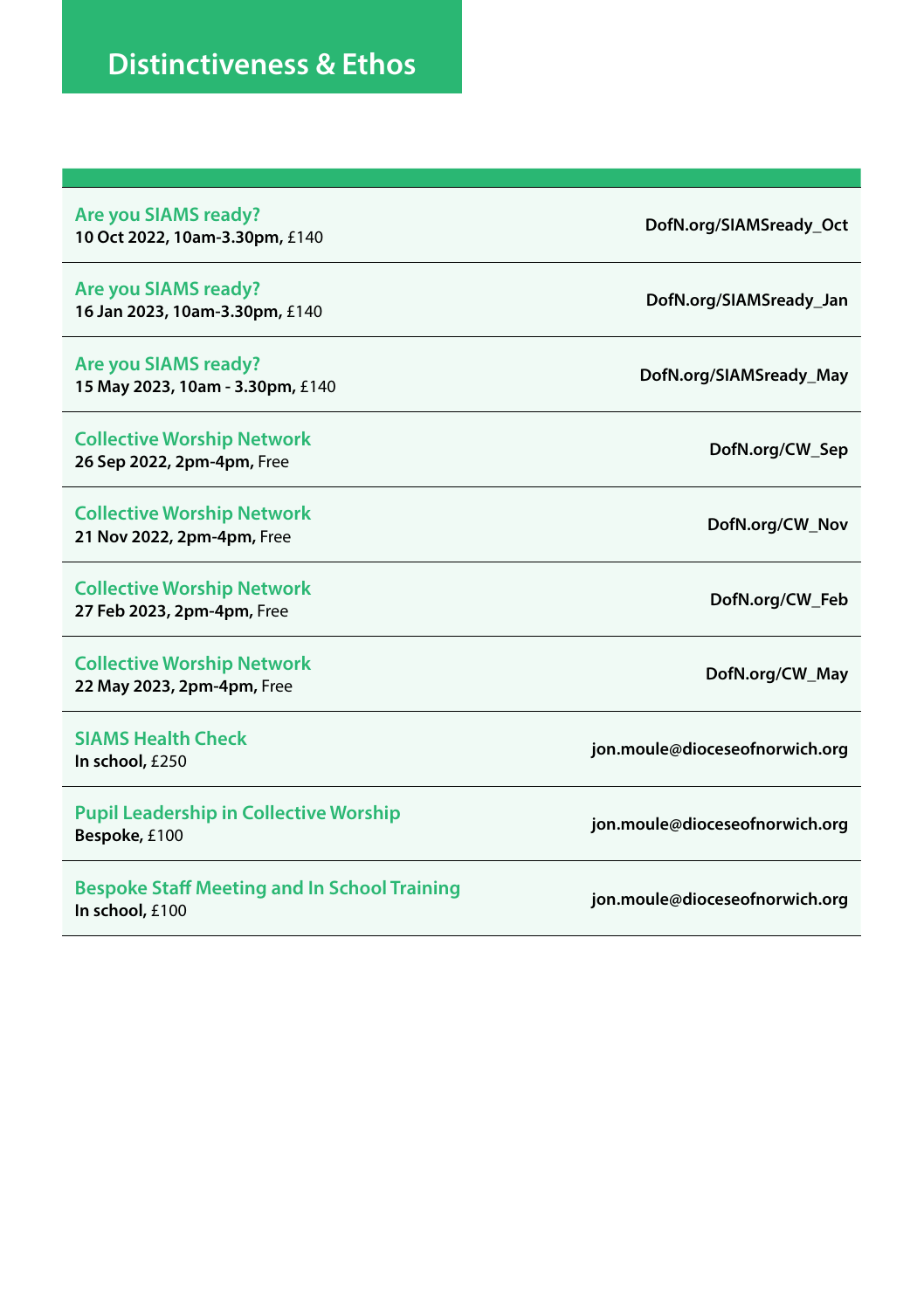# Distinctiveness & Ethos

| | |
|---|---|
| **Are you SIAMS ready?**<br>**10 Oct 2022, 10am-3.30pm,** £140 | **DofN.org/SIAMSready_Oct** |
| **Are you SIAMS ready?**<br>**16 Jan 2023, 10am-3.30pm,** £140 | **DofN.org/SIAMSready_Jan** |
| **Are you SIAMS ready?**<br>**15 May 2023, 10am - 3.30pm,** £140 | **DofN.org/SIAMSready_May** |
| **Collective Worship Network**<br>**26 Sep 2022, 2pm-4pm,** Free | **DofN.org/CW_Sep** |
| **Collective Worship Network**<br>**21 Nov 2022, 2pm-4pm,** Free | **DofN.org/CW_Nov** |
| **Collective Worship Network**<br>**27 Feb 2023, 2pm-4pm,** Free | **DofN.org/CW_Feb** |
| **Collective Worship Network**<br>**22 May 2023, 2pm-4pm,** Free | **DofN.org/CW_May** |
| **SIAMS Health Check**<br>**In school,** £250 | **jon.moule@dioceseofnorwich.org** |
| **Pupil Leadership in Collective Worship**<br>**Bespoke,** £100 | **jon.moule@dioceseofnorwich.org** |
| **Bespoke Staff Meeting and In School Training**<br>**In school,** £100 | **jon.moule@dioceseofnorwich.org** |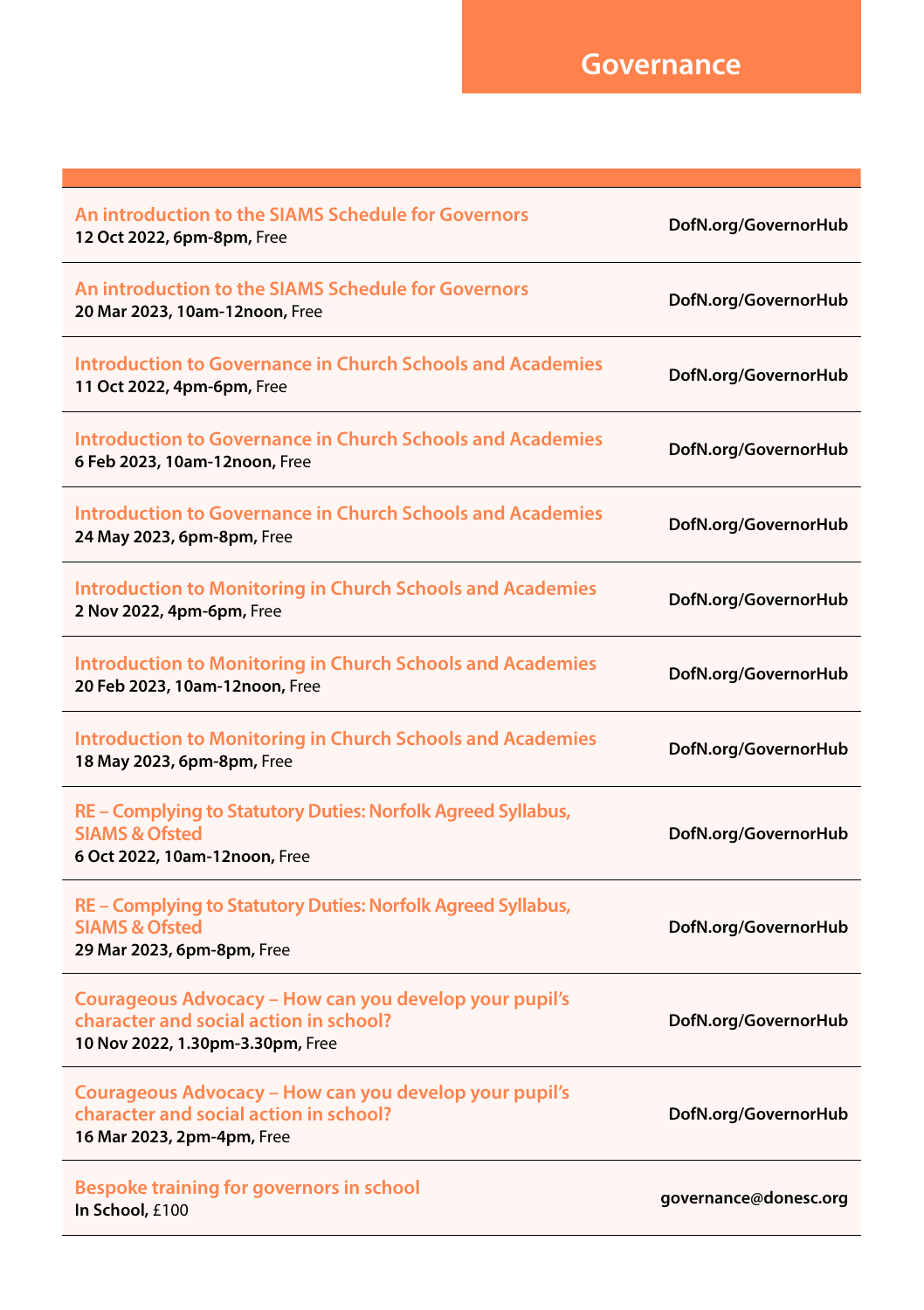# Governance

| Course | Booking |
| --- | --- |
| **An introduction to the SIAMS Schedule for Governors**<br>**12 Oct 2022, 6pm-8pm,** Free | **DofN.org/GovernorHub** |
| **An introduction to the SIAMS Schedule for Governors**<br>**20 Mar 2023, 10am-12noon,** Free | **DofN.org/GovernorHub** |
| **Introduction to Governance in Church Schools and Academies**<br>**11 Oct 2022, 4pm-6pm,** Free | **DofN.org/GovernorHub** |
| **Introduction to Governance in Church Schools and Academies**<br>**6 Feb 2023, 10am-12noon,** Free | **DofN.org/GovernorHub** |
| **Introduction to Governance in Church Schools and Academies**<br>**24 May 2023, 6pm-8pm,** Free | **DofN.org/GovernorHub** |
| **Introduction to Monitoring in Church Schools and Academies**<br>**2 Nov 2022, 4pm-6pm,** Free | **DofN.org/GovernorHub** |
| **Introduction to Monitoring in Church Schools and Academies**<br>**20 Feb 2023, 10am-12noon,** Free | **DofN.org/GovernorHub** |
| **Introduction to Monitoring in Church Schools and Academies**<br>**18 May 2023, 6pm-8pm,** Free | **DofN.org/GovernorHub** |
| **RE – Complying to Statutory Duties: Norfolk Agreed Syllabus, SIAMS & Ofsted**<br>**6 Oct 2022, 10am-12noon,** Free | **DofN.org/GovernorHub** |
| **RE – Complying to Statutory Duties: Norfolk Agreed Syllabus, SIAMS & Ofsted**<br>**29 Mar 2023, 6pm-8pm,** Free | **DofN.org/GovernorHub** |
| **Courageous Advocacy – How can you develop your pupil's character and social action in school?**<br>**10 Nov 2022, 1.30pm-3.30pm,** Free | **DofN.org/GovernorHub** |
| **Courageous Advocacy – How can you develop your pupil's character and social action in school?**<br>**16 Mar 2023, 2pm-4pm,** Free | **DofN.org/GovernorHub** |
| **Bespoke training for governors in school**<br>**In School,** £100 | **governance@donesc.org** |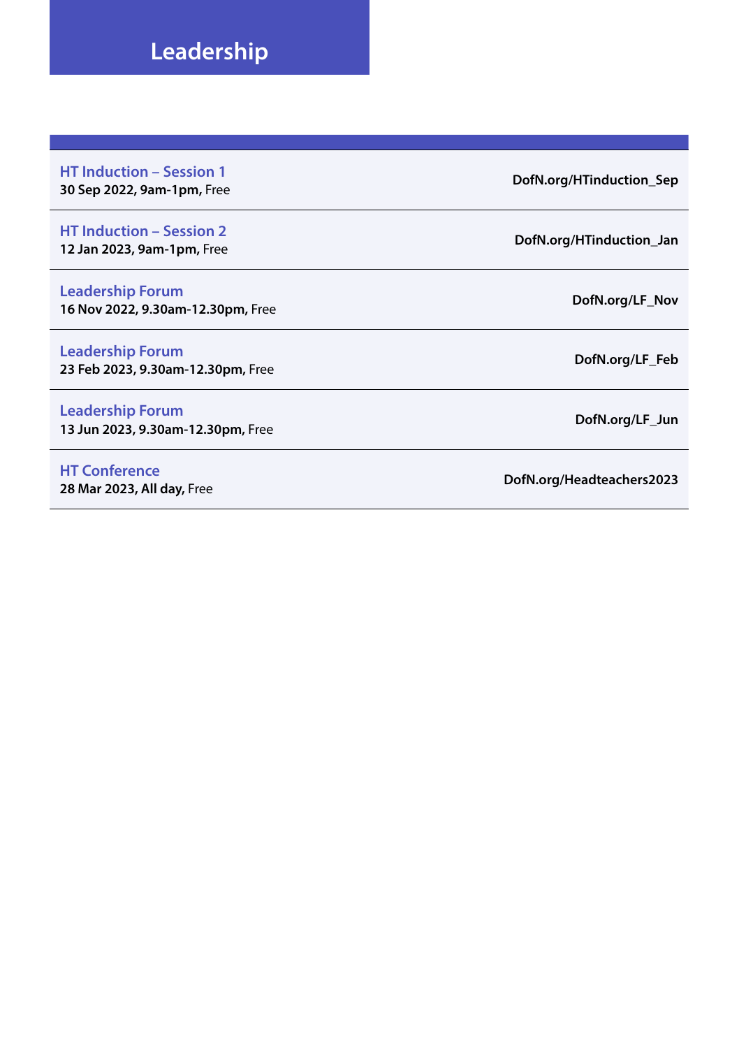# Leadership

| | |
|---|---|
| **HT Induction – Session 1**<br>**30 Sep 2022, 9am-1pm,** Free | **DofN.org/HTinduction_Sep** |
| **HT Induction – Session 2**<br>**12 Jan 2023, 9am-1pm,** Free | **DofN.org/HTinduction_Jan** |
| **Leadership Forum**<br>**16 Nov 2022, 9.30am-12.30pm,** Free | **DofN.org/LF_Nov** |
| **Leadership Forum**<br>**23 Feb 2023, 9.30am-12.30pm,** Free | **DofN.org/LF_Feb** |
| **Leadership Forum**<br>**13 Jun 2023, 9.30am-12.30pm,** Free | **DofN.org/LF_Jun** |
| **HT Conference**<br>**28 Mar 2023, All day,** Free | **DofN.org/Headteachers2023** |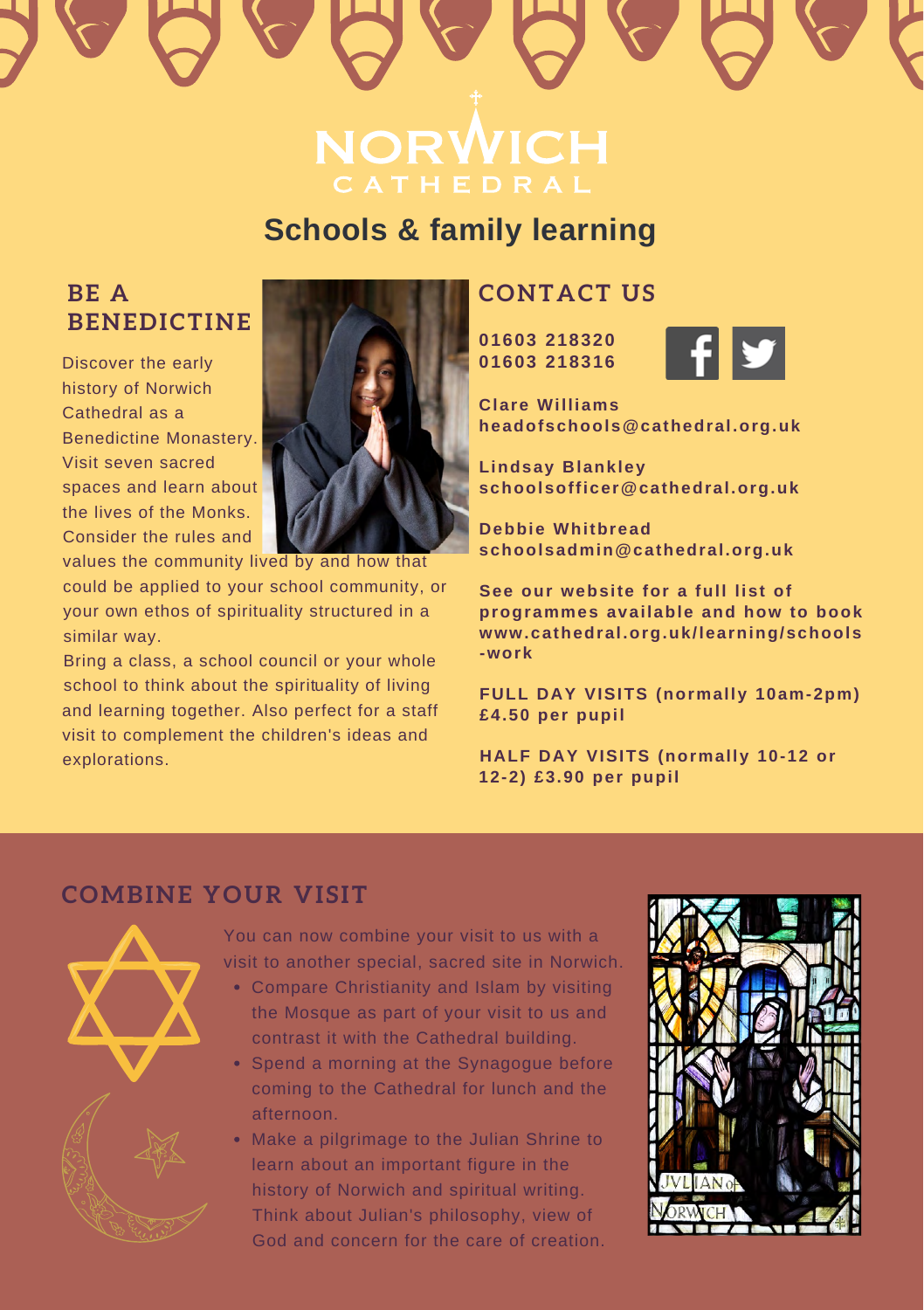# NORWICH CATHEDRAL

## Schools & family learning

### BE A BENEDICTINE

Discover the early history of Norwich Cathedral as a Benedictine Monastery. Visit seven sacred spaces and learn about the lives of the Monks. Consider the rules and values the community lived by and how that could be applied to your school community, or your own ethos of spirituality structured in a similar way.

Bring a class, a school council or your whole school to think about the spirituality of living and learning together. Also perfect for a staff visit to complement the children's ideas and explorations.

### CONTACT US

**01603 218320**
**01603 218316**

**Clare Williams**
**headofschools@cathedral.org.uk**

**Lindsay Blankley**
**schoolsofficer@cathedral.org.uk**

**Debbie Whitbread**
**schoolsadmin@cathedral.org.uk**

**See our website for a full list of programmes available and how to book www.cathedral.org.uk/learning/schools-work**

**FULL DAY VISITS (normally 10am-2pm) £4.50 per pupil**

**HALF DAY VISITS (normally 10-12 or 12-2) £3.90 per pupil**

### COMBINE YOUR VISIT

You can now combine your visit to us with a visit to another special, sacred site in Norwich.

- Compare Christianity and Islam by visiting the Mosque as part of your visit to us and contrast it with the Cathedral building.
- Spend a morning at the Synagogue before coming to the Cathedral for lunch and the afternoon.
- Make a pilgrimage to the Julian Shrine to learn about an important figure in the history of Norwich and spiritual writing. Think about Julian's philosophy, view of God and concern for the care of creation.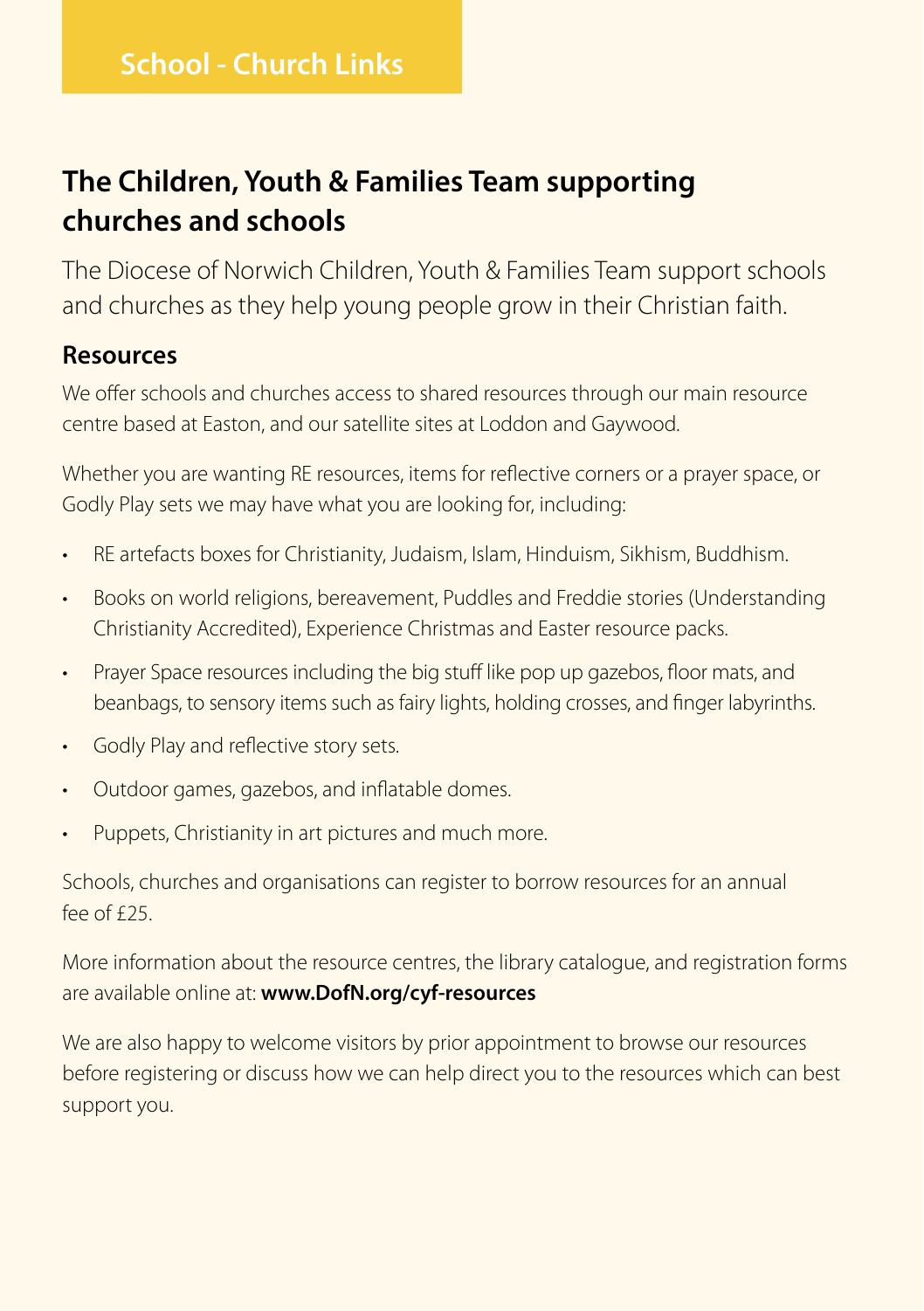# School - Church Links

## The Children, Youth & Families Team supporting churches and schools

The Diocese of Norwich Children, Youth & Families Team support schools and churches as they help young people grow in their Christian faith.

### Resources

We offer schools and churches access to shared resources through our main resource centre based at Easton, and our satellite sites at Loddon and Gaywood.

Whether you are wanting RE resources, items for reflective corners or a prayer space, or Godly Play sets we may have what you are looking for, including:

- RE artefacts boxes for Christianity, Judaism, Islam, Hinduism, Sikhism, Buddhism.
- Books on world religions, bereavement, Puddles and Freddie stories (Understanding Christianity Accredited), Experience Christmas and Easter resource packs.
- Prayer Space resources including the big stuff like pop up gazebos, floor mats, and beanbags, to sensory items such as fairy lights, holding crosses, and finger labyrinths.
- Godly Play and reflective story sets.
- Outdoor games, gazebos, and inflatable domes.
- Puppets, Christianity in art pictures and much more.

Schools, churches and organisations can register to borrow resources for an annual fee of £25.

More information about the resource centres, the library catalogue, and registration forms are available online at: **www.DofN.org/cyf-resources**

We are also happy to welcome visitors by prior appointment to browse our resources before registering or discuss how we can help direct you to the resources which can best support you.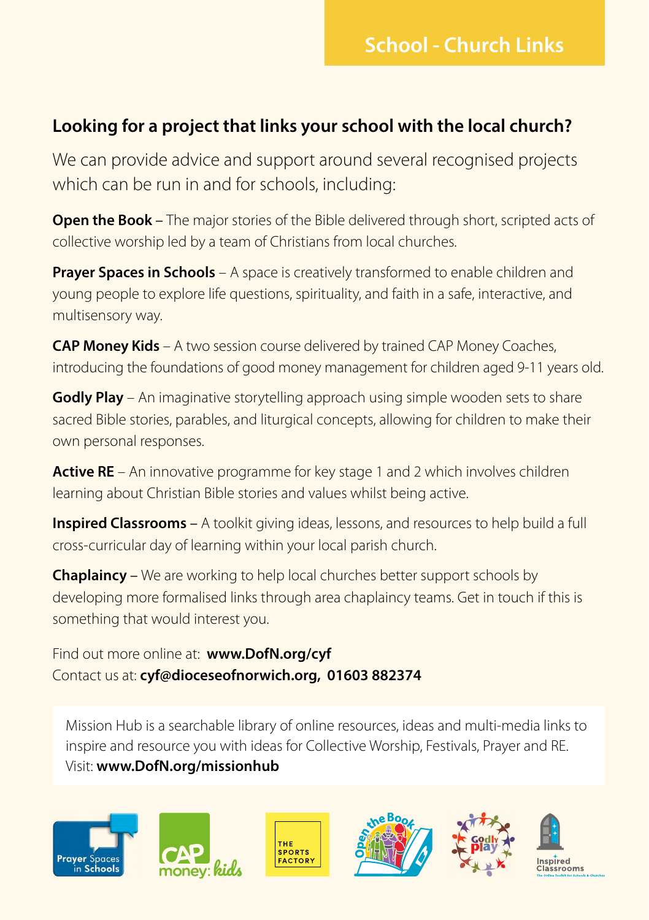# School - Church Links

## Looking for a project that links your school with the local church?

We can provide advice and support around several recognised projects which can be run in and for schools, including:

**Open the Book –** The major stories of the Bible delivered through short, scripted acts of collective worship led by a team of Christians from local churches.

**Prayer Spaces in Schools** – A space is creatively transformed to enable children and young people to explore life questions, spirituality, and faith in a safe, interactive, and multisensory way.

**CAP Money Kids** – A two session course delivered by trained CAP Money Coaches, introducing the foundations of good money management for children aged 9-11 years old.

**Godly Play** – An imaginative storytelling approach using simple wooden sets to share sacred Bible stories, parables, and liturgical concepts, allowing for children to make their own personal responses.

**Active RE** – An innovative programme for key stage 1 and 2 which involves children learning about Christian Bible stories and values whilst being active.

**Inspired Classrooms –** A toolkit giving ideas, lessons, and resources to help build a full cross-curricular day of learning within your local parish church.

**Chaplaincy –** We are working to help local churches better support schools by developing more formalised links through area chaplaincy teams. Get in touch if this is something that would interest you.

Find out more online at: **www.DofN.org/cyf**
Contact us at: **cyf@dioceseofnorwich.org, 01603 882374**

Mission Hub is a searchable library of online resources, ideas and multi-media links to inspire and resource you with ideas for Collective Worship, Festivals, Prayer and RE. Visit: **www.DofN.org/missionhub**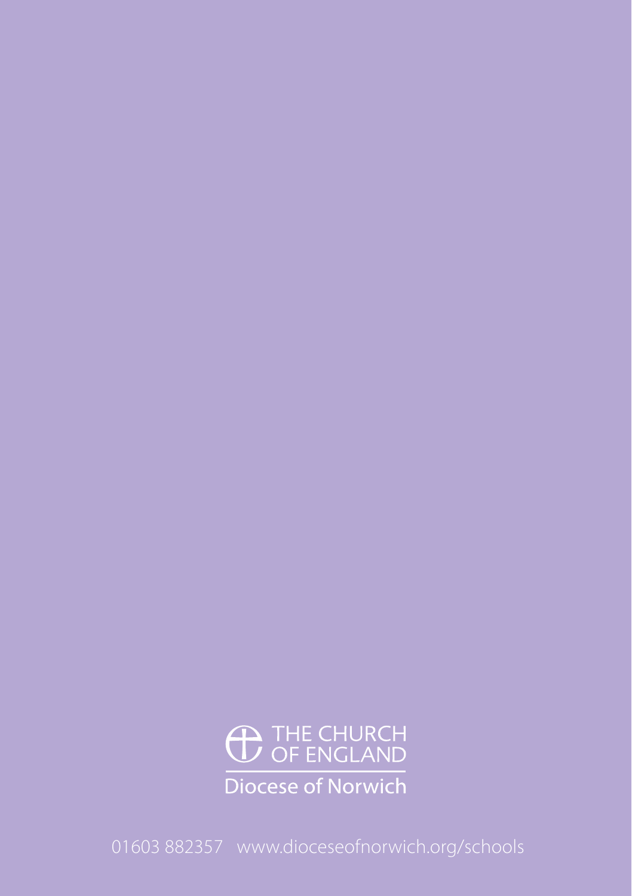THE CHURCH OF ENGLAND

Diocese of Norwich

01603 882357 www.dioceseofnorwich.org/schools